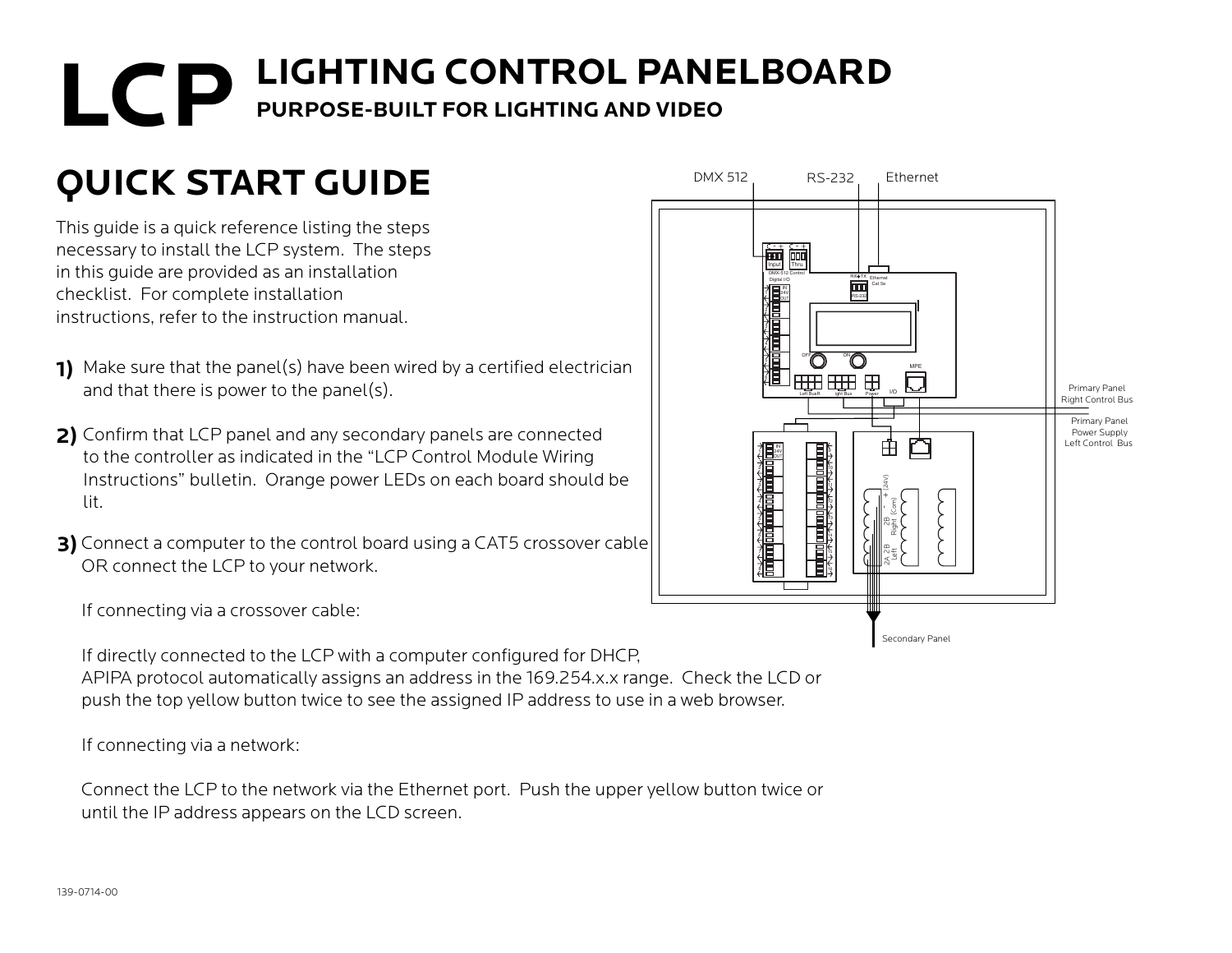# LCP LIGHTING CONTROL PANELBOARD

## PURPOSE-BUILT FOR LIGHTING AND VIDEO

# QUICK START GUIDE

This guide is a quick reference listing the steps necessary to install the LCP system. The steps in this guide are provided as an installation checklist. For complete installation instructions, refer to the instruction manual.

**1)** Make sure that the panel(s) have been wired by a certified electrician and that there is power to the panel(s).

**2)** Confirm that LCP panel and any secondary panels are connected to the controller as indicated in the "LCP Control Module Wiring Instructions" bulletin. Orange power LEDs on each board should be lit.

**3)** Connect a computer to the control board using a CAT5 crossover cable OR connect the LCP to your network.

If connecting via a crossover cable:

If directly connected to the LCP with a computer configured for DHCP, APIPA protocol automatically assigns an address in the 169.254.x.x range. Check the LCD or push the top yellow button twice to see the assigned IP address to use in a web browser.

If connecting via a network:

Connect the LCP to the network via the Ethernet port. Push the upper yellow button twice or until the IP address appears on the LCD screen.

139-0714-00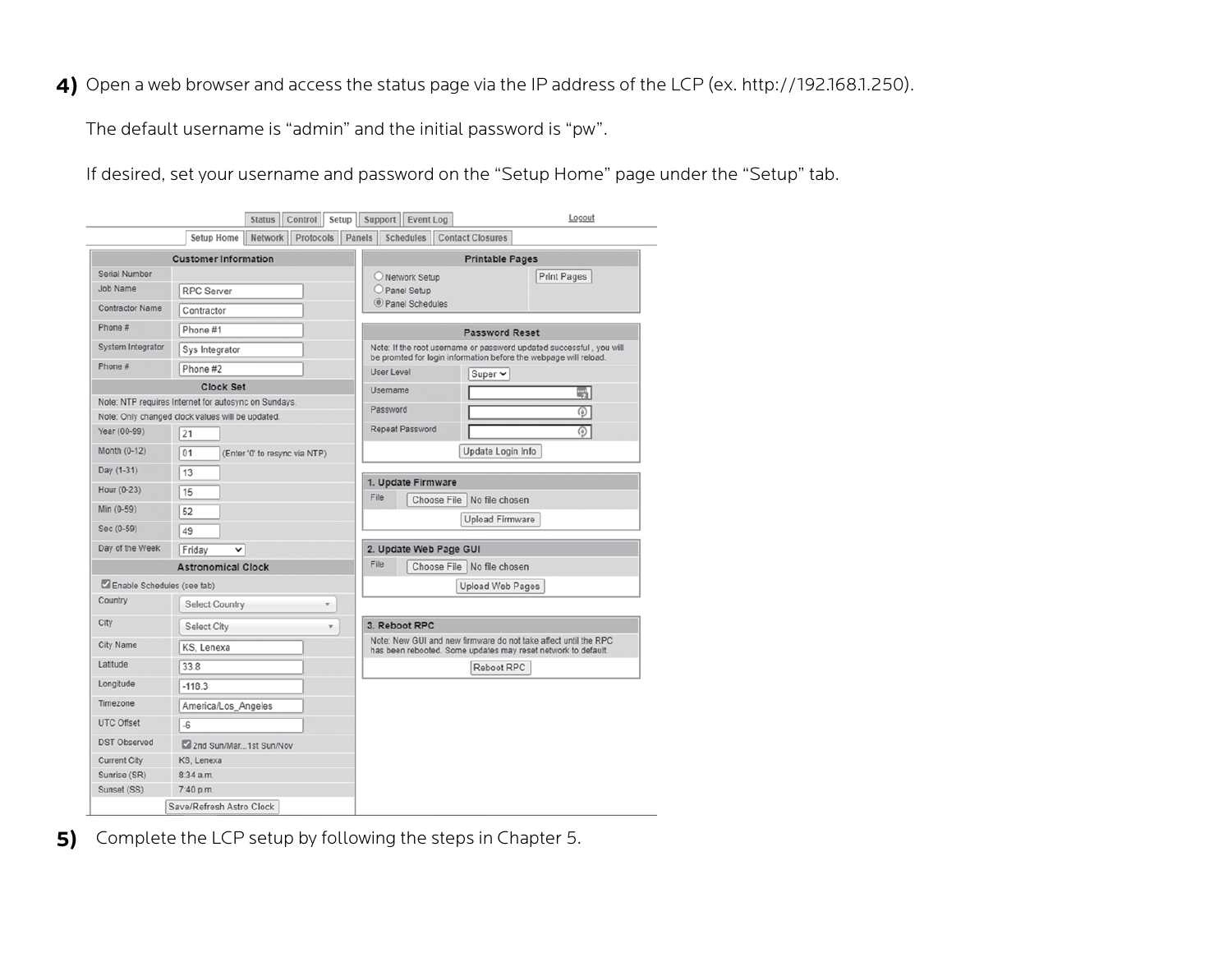**4)** Open a web browser and access the status page via the IP address of the LCP (ex. http://192.168.1.250).

The default username is “admin” and the initial password is “pw”.

If desired, set your username and password on the “Setup Home” page under the “Setup” tab.

Status | Control | Setup | Support | Event Log    Logout

Setup Home | Network | Protocols | Panels | Schedules | Contact Closures

| Customer Information | |
|---|---|
| Serial Number | |
| Job Name | RPC Server |
| Contractor Name | Contractor |
| Phone # | Phone #1 |
| System Integrator | Sys Integrator |
| Phone # | Phone #2 |

| Clock Set | |
|---|---|
| Note: NTP requires Internet for autosync on Sundays. | |
| Note: Only changed clock values will be updated. | |
| Year (00-99) | 21 |
| Month (0-12) | 01 (Enter '0' to resync via NTP) |
| Day (1-31) | 13 |
| Hour (0-23) | 15 |
| Min (0-59) | 52 |
| Sec (0-59) | 49 |
| Day of the Week | Friday |

| Astronomical Clock | |
|---|---|
| ☑ Enable Schedules (see tab) | |
| Country | Select Country |
| City | Select City |
| City Name | KS, Lenexa |
| Latitude | 33.8 |
| Longitude | -118.3 |
| Timezone | America/Los_Angeles |
| UTC Offset | -6 |
| DST Observed | ☑ 2nd Sun/Mar...1st Sun/Nov |
| Current City | KS, Lenexa |
| Sunrise (SR) | 8:34 a.m. |
| Sunset (SS) | 7:40 p.m. |

Save/Refresh Astro Clock

**Printable Pages**

- ○ Network Setup
- ○ Panel Setup
- ◉ Panel Schedules

Print Pages

**Password Reset**

Note: If the root username or password updated successful , you will be promted for login information before the webpage will reload.

| | |
|---|---|
| User Level | Super |
| Username | |
| Password | |
| Repeat Password | |

Update Login Info

**1. Update Firmware**

File: Choose File No file chosen

Upload Firmware

**2. Update Web Page GUI**

File: Choose File No file chosen

Upload Web Pages

**3. Reboot RPC**

Note: New GUI and new firmware do not take affect until the RPC has been rebooted. Some updates may reset network to default.

Reboot RPC

**5)** Complete the LCP setup by following the steps in Chapter 5.